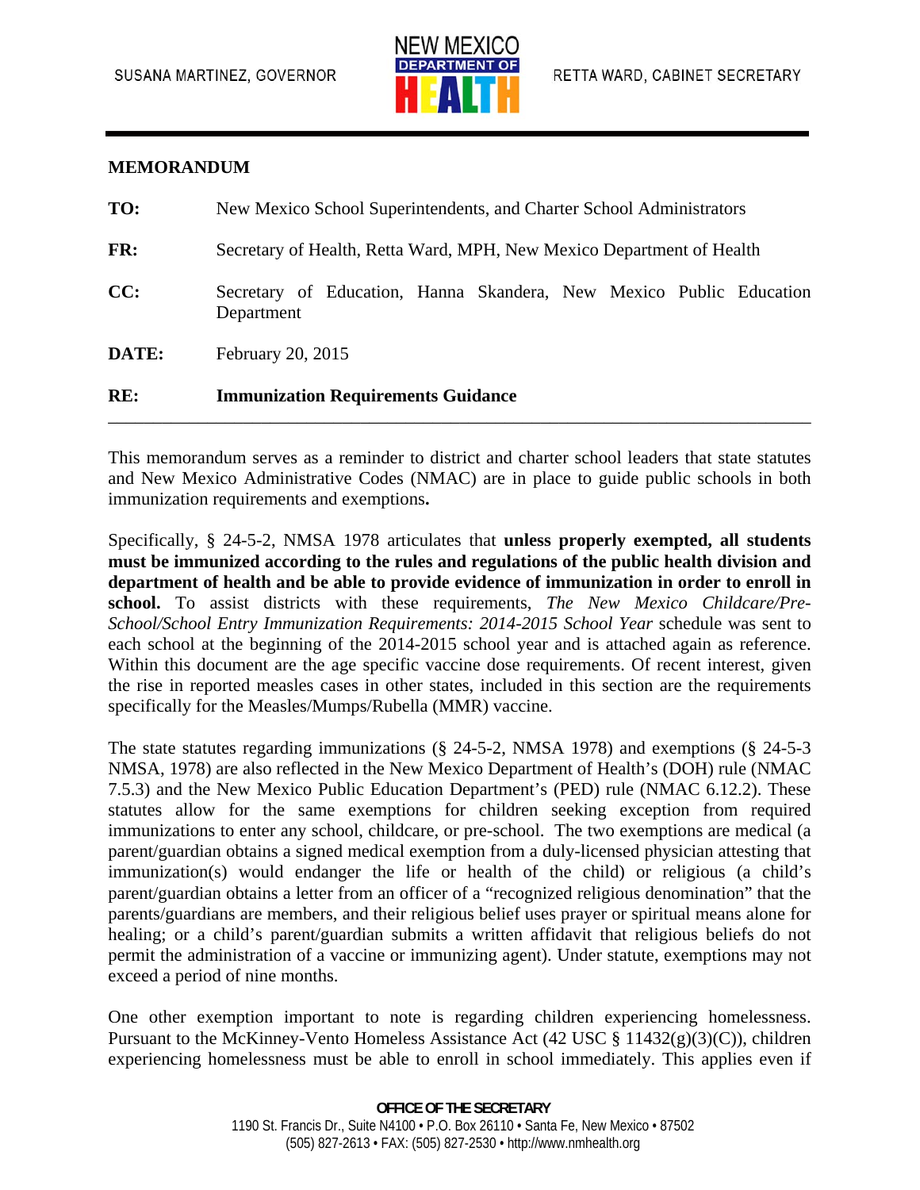SUSANA MARTINEZ, GOVERNOR

NEW MEXICO DEPARTMENT OF HEALTH

RETTA WARD, CABINET SECRETARY

**MEMORANDUM**

| | |
|---|---|
| **TO:** | New Mexico School Superintendents, and Charter School Administrators |
| **FR:** | Secretary of Health, Retta Ward, MPH, New Mexico Department of Health |
| **CC:** | Secretary of Education, Hanna Skandera, New Mexico Public Education Department |
| **DATE:** | February 20, 2015 |
| **RE:** | **Immunization Requirements Guidance** |

This memorandum serves as a reminder to district and charter school leaders that state statutes and New Mexico Administrative Codes (NMAC) are in place to guide public schools in both immunization requirements and exemptions**.**

Specifically, § 24-5-2, NMSA 1978 articulates that **unless properly exempted, all students must be immunized according to the rules and regulations of the public health division and department of health and be able to provide evidence of immunization in order to enroll in school.** To assist districts with these requirements, *The New Mexico Childcare/Pre-School/School Entry Immunization Requirements: 2014-2015 School Year* schedule was sent to each school at the beginning of the 2014-2015 school year and is attached again as reference. Within this document are the age specific vaccine dose requirements. Of recent interest, given the rise in reported measles cases in other states, included in this section are the requirements specifically for the Measles/Mumps/Rubella (MMR) vaccine.

The state statutes regarding immunizations (§ 24-5-2, NMSA 1978) and exemptions (§ 24-5-3 NMSA, 1978) are also reflected in the New Mexico Department of Health's (DOH) rule (NMAC 7.5.3) and the New Mexico Public Education Department's (PED) rule (NMAC 6.12.2). These statutes allow for the same exemptions for children seeking exception from required immunizations to enter any school, childcare, or pre-school. The two exemptions are medical (a parent/guardian obtains a signed medical exemption from a duly-licensed physician attesting that immunization(s) would endanger the life or health of the child) or religious (a child's parent/guardian obtains a letter from an officer of a "recognized religious denomination" that the parents/guardians are members, and their religious belief uses prayer or spiritual means alone for healing; or a child's parent/guardian submits a written affidavit that religious beliefs do not permit the administration of a vaccine or immunizing agent). Under statute, exemptions may not exceed a period of nine months.

One other exemption important to note is regarding children experiencing homelessness. Pursuant to the McKinney-Vento Homeless Assistance Act (42 USC § 11432(g)(3)(C)), children experiencing homelessness must be able to enroll in school immediately. This applies even if

**OFFICE OF THE SECRETARY**
1190 St. Francis Dr., Suite N4100 • P.O. Box 26110 • Santa Fe, New Mexico • 87502
(505) 827-2613 • FAX: (505) 827-2530 • http://www.nmhealth.org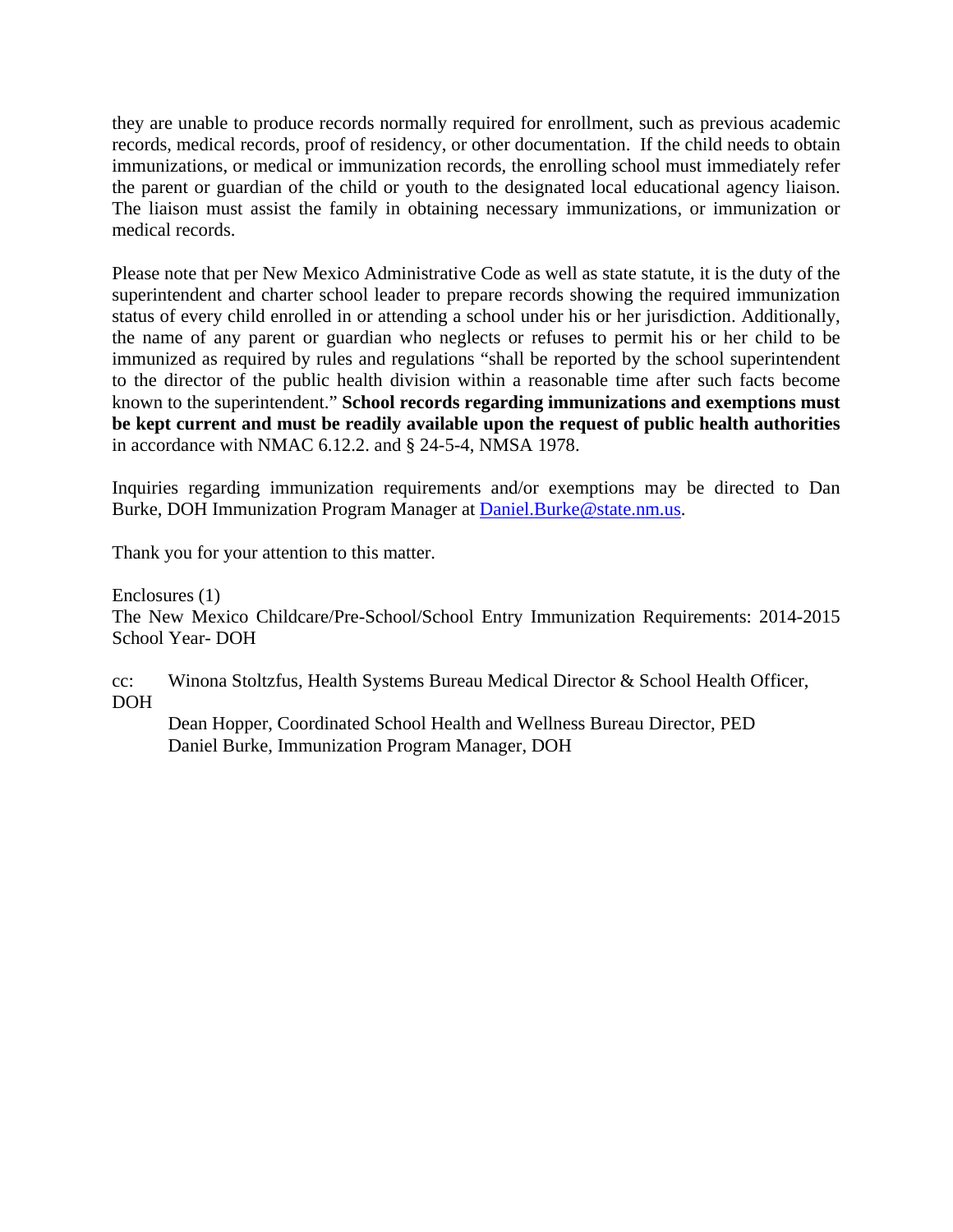they are unable to produce records normally required for enrollment, such as previous academic records, medical records, proof of residency, or other documentation. If the child needs to obtain immunizations, or medical or immunization records, the enrolling school must immediately refer the parent or guardian of the child or youth to the designated local educational agency liaison. The liaison must assist the family in obtaining necessary immunizations, or immunization or medical records.

Please note that per New Mexico Administrative Code as well as state statute, it is the duty of the superintendent and charter school leader to prepare records showing the required immunization status of every child enrolled in or attending a school under his or her jurisdiction. Additionally, the name of any parent or guardian who neglects or refuses to permit his or her child to be immunized as required by rules and regulations "shall be reported by the school superintendent to the director of the public health division within a reasonable time after such facts become known to the superintendent." **School records regarding immunizations and exemptions must be kept current and must be readily available upon the request of public health authorities** in accordance with NMAC 6.12.2. and § 24-5-4, NMSA 1978.

Inquiries regarding immunization requirements and/or exemptions may be directed to Dan Burke, DOH Immunization Program Manager at [Daniel.Burke@state.nm.us](mailto:Daniel.Burke@state.nm.us).

Thank you for your attention to this matter.

Enclosures (1)
The New Mexico Childcare/Pre-School/School Entry Immunization Requirements: 2014-2015 School Year- DOH

cc: Winona Stoltzfus, Health Systems Bureau Medical Director & School Health Officer, DOH
Dean Hopper, Coordinated School Health and Wellness Bureau Director, PED
Daniel Burke, Immunization Program Manager, DOH